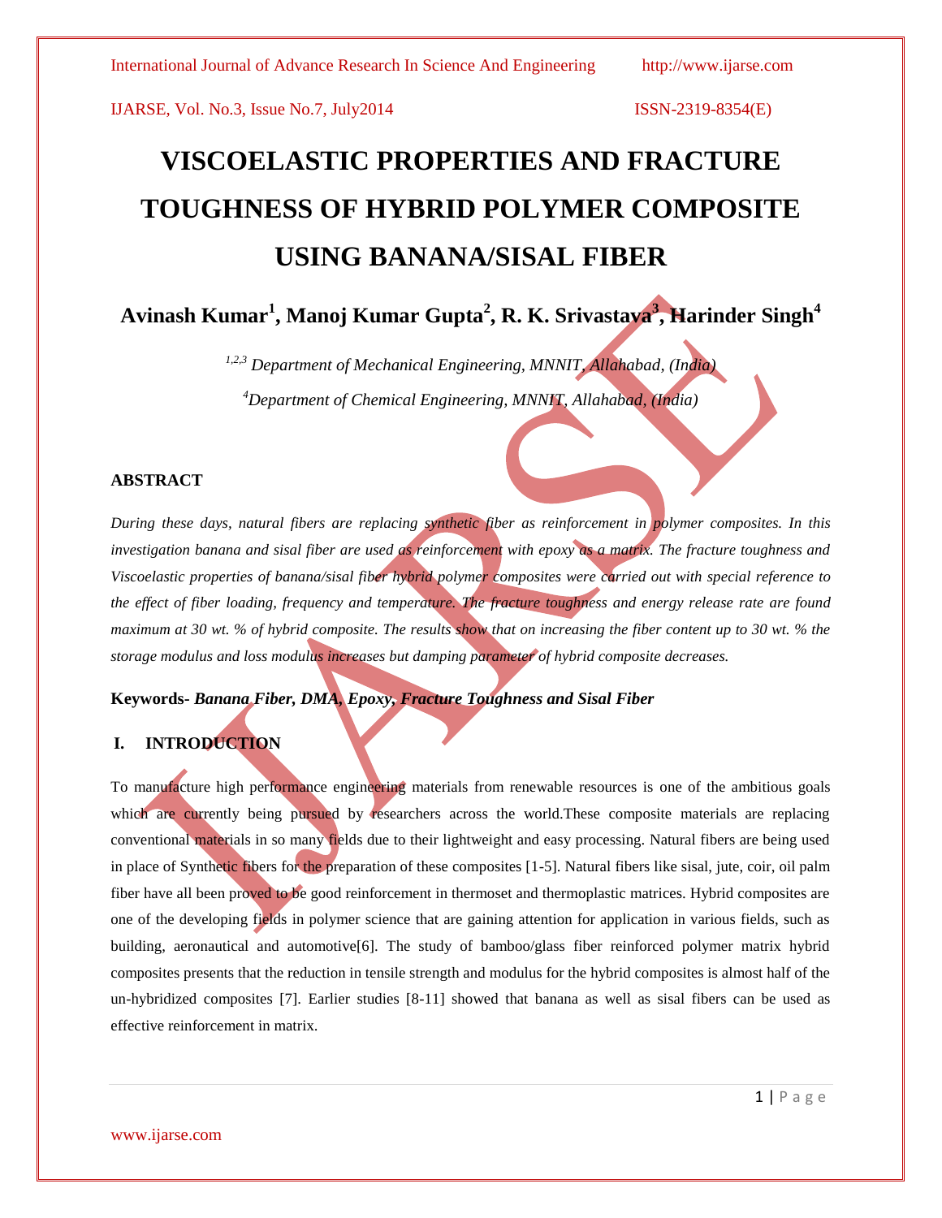# VISCOELASTIC PROPERTIES AND FRACTURE TOUGHNESS OF HYBRID POLYMER COMPOSITE USING BANANA/SISAL FIBER

**Avinash Kumar[1], Manoj Kumar Gupta[2], R. K. Srivastava[3], Harinder Singh[4]**

*[1,2,3] Department of Mechanical Engineering, MNNIT, Allahabad, (India)*

*[4]Department of Chemical Engineering, MNNIT, Allahabad, (India)*

### ABSTRACT

*During these days, natural fibers are replacing synthetic fiber as reinforcement in polymer composites. In this investigation banana and sisal fiber are used as reinforcement with epoxy as a matrix. The fracture toughness and Viscoelastic properties of banana/sisal fiber hybrid polymer composites were carried out with special reference to the effect of fiber loading, frequency and temperature. The fracture toughness and energy release rate are found maximum at 30 wt. % of hybrid composite. The results show that on increasing the fiber content up to 30 wt. % the storage modulus and loss modulus increases but damping parameter of hybrid composite decreases.*

**Keywords-** ***Banana Fiber, DMA, Epoxy, Fracture Toughness and Sisal Fiber***

## I. INTRODUCTION

To manufacture high performance engineering materials from renewable resources is one of the ambitious goals which are currently being pursued by researchers across the world.These composite materials are replacing conventional materials in so many fields due to their lightweight and easy processing. Natural fibers are being used in place of Synthetic fibers for the preparation of these composites [1-5]. Natural fibers like sisal, jute, coir, oil palm fiber have all been proved to be good reinforcement in thermoset and thermoplastic matrices. Hybrid composites are one of the developing fields in polymer science that are gaining attention for application in various fields, such as building, aeronautical and automotive[6]. The study of bamboo/glass fiber reinforced polymer matrix hybrid composites presents that the reduction in tensile strength and modulus for the hybrid composites is almost half of the un-hybridized composites [7]. Earlier studies [8-11] showed that banana as well as sisal fibers can be used as effective reinforcement in matrix.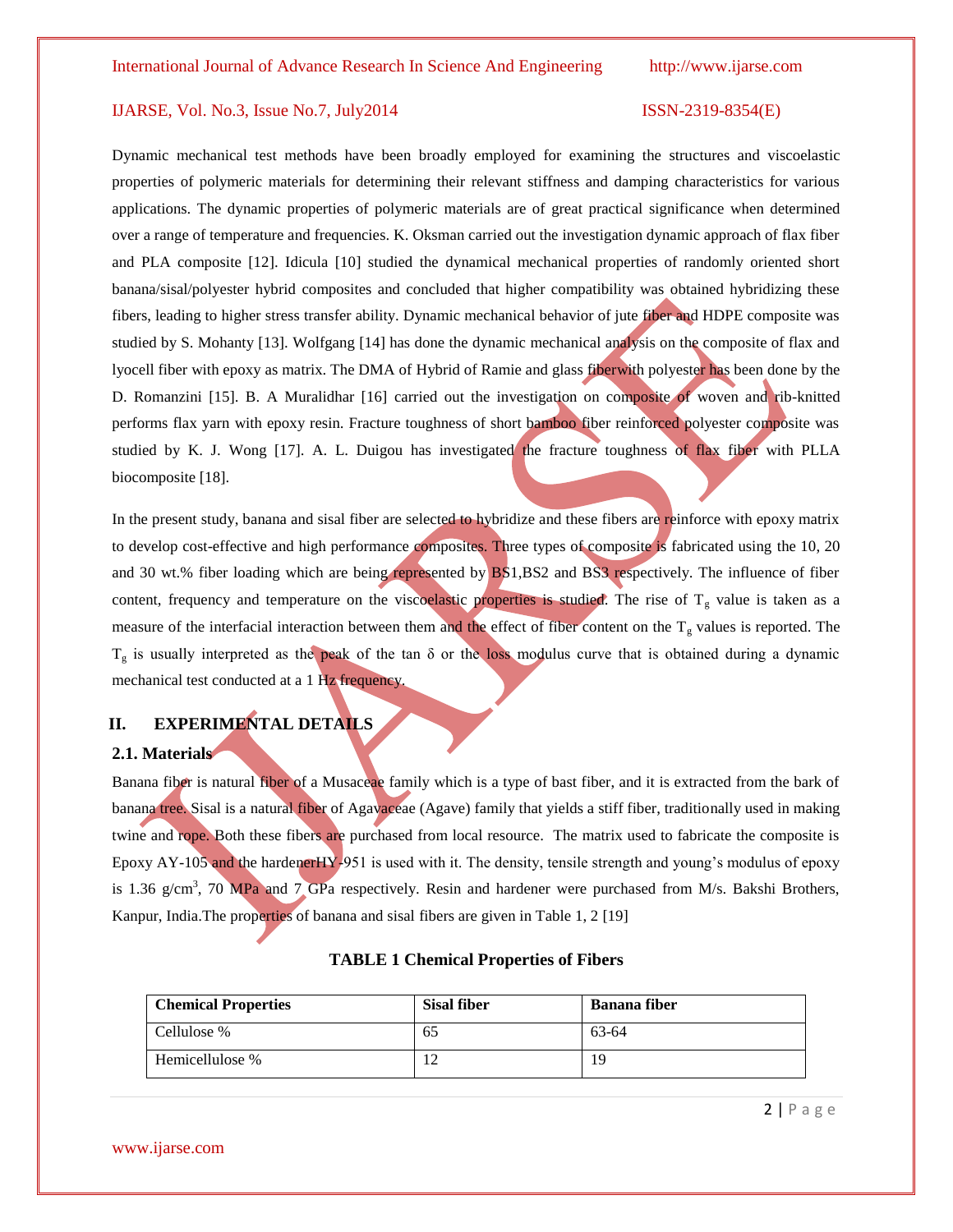Dynamic mechanical test methods have been broadly employed for examining the structures and viscoelastic properties of polymeric materials for determining their relevant stiffness and damping characteristics for various applications. The dynamic properties of polymeric materials are of great practical significance when determined over a range of temperature and frequencies. K. Oksman carried out the investigation dynamic approach of flax fiber and PLA composite [12]. Idicula [10] studied the dynamical mechanical properties of randomly oriented short banana/sisal/polyester hybrid composites and concluded that higher compatibility was obtained hybridizing these fibers, leading to higher stress transfer ability. Dynamic mechanical behavior of jute fiber and HDPE composite was studied by S. Mohanty [13]. Wolfgang [14] has done the dynamic mechanical analysis on the composite of flax and lyocell fiber with epoxy as matrix. The DMA of Hybrid of Ramie and glass fiberwith polyester has been done by the D. Romanzini [15]. B. A Muralidhar [16] carried out the investigation on composite of woven and rib-knitted performs flax yarn with epoxy resin. Fracture toughness of short bamboo fiber reinforced polyester composite was studied by K. J. Wong [17]. A. L. Duigou has investigated the fracture toughness of flax fiber with PLLA biocomposite [18].

In the present study, banana and sisal fiber are selected to hybridize and these fibers are reinforce with epoxy matrix to develop cost-effective and high performance composites. Three types of composite is fabricated using the 10, 20 and 30 wt.% fiber loading which are being represented by BS1,BS2 and BS3 respectively. The influence of fiber content, frequency and temperature on the viscoelastic properties is studied. The rise of $T_g$ value is taken as a measure of the interfacial interaction between them and the effect of fiber content on the $T_g$ values is reported. The $T_g$ is usually interpreted as the peak of the tan δ or the loss modulus curve that is obtained during a dynamic mechanical test conducted at a 1 Hz frequency.

## II. EXPERIMENTAL DETAILS

### 2.1. Materials

Banana fiber is natural fiber of a Musaceae family which is a type of bast fiber, and it is extracted from the bark of banana tree. Sisal is a natural fiber of Agavaceae (Agave) family that yields a stiff fiber, traditionally used in making twine and rope. Both these fibers are purchased from local resource. The matrix used to fabricate the composite is Epoxy AY-105 and the hardenerHY-951 is used with it. The density, tensile strength and young's modulus of epoxy is 1.36 g/cm$^3$, 70 MPa and 7 GPa respectively. Resin and hardener were purchased from M/s. Bakshi Brothers, Kanpur, India.The properties of banana and sisal fibers are given in Table 1, 2 [19]

**TABLE 1 Chemical Properties of Fibers**

| Chemical Properties | Sisal fiber | Banana fiber |
|---|---|---|
| Cellulose % | 65 | 63-64 |
| Hemicellulose % | 12 | 19 |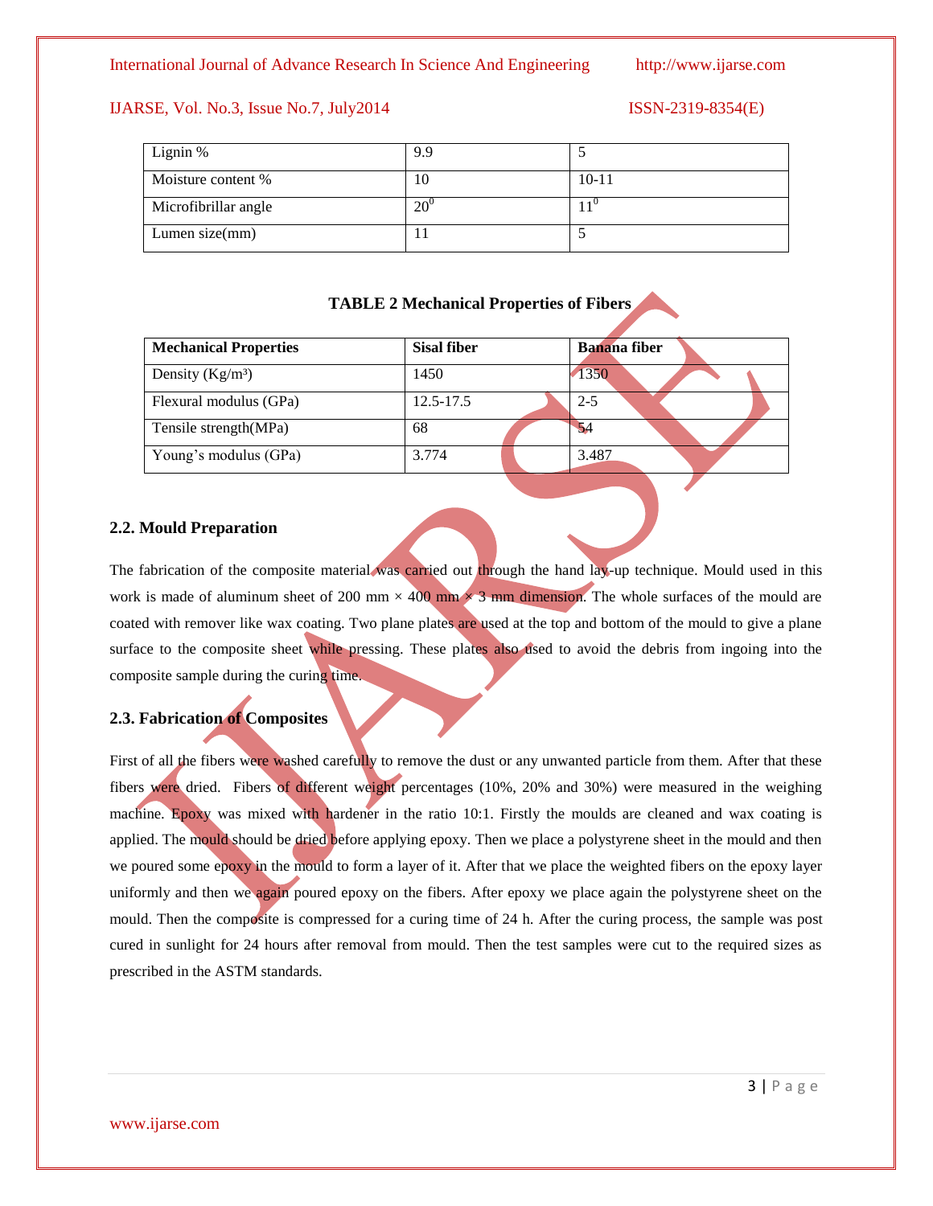| Lignin % | 9.9 | 5 |
| --- | --- | --- |
| Moisture content % | 10 | 10-11 |
| Microfibrillar angle | $20^0$ | $11^0$ |
| Lumen size(mm) | 11 | 5 |

**TABLE 2 Mechanical Properties of Fibers**

| Mechanical Properties | Sisal fiber | Banana fiber |
| --- | --- | --- |
| Density (Kg/m³) | 1450 | 1350 |
| Flexural modulus (GPa) | 12.5-17.5 | 2-5 |
| Tensile strength(MPa) | 68 | 54 |
| Young's modulus (GPa) | 3.774 | 3.487 |

## 2.2. Mould Preparation

The fabrication of the composite material was carried out through the hand lay-up technique. Mould used in this work is made of aluminum sheet of 200 mm × 400 mm × 3 mm dimension. The whole surfaces of the mould are coated with remover like wax coating. Two plane plates are used at the top and bottom of the mould to give a plane surface to the composite sheet while pressing. These plates also used to avoid the debris from ingoing into the composite sample during the curing time.

## 2.3. Fabrication of Composites

First of all the fibers were washed carefully to remove the dust or any unwanted particle from them. After that these fibers were dried. Fibers of different weight percentages (10%, 20% and 30%) were measured in the weighing machine. Epoxy was mixed with hardener in the ratio 10:1. Firstly the moulds are cleaned and wax coating is applied. The mould should be dried before applying epoxy. Then we place a polystyrene sheet in the mould and then we poured some epoxy in the mould to form a layer of it. After that we place the weighted fibers on the epoxy layer uniformly and then we again poured epoxy on the fibers. After epoxy we place again the polystyrene sheet on the mould. Then the composite is compressed for a curing time of 24 h. After the curing process, the sample was post cured in sunlight for 24 hours after removal from mould. Then the test samples were cut to the required sizes as prescribed in the ASTM standards.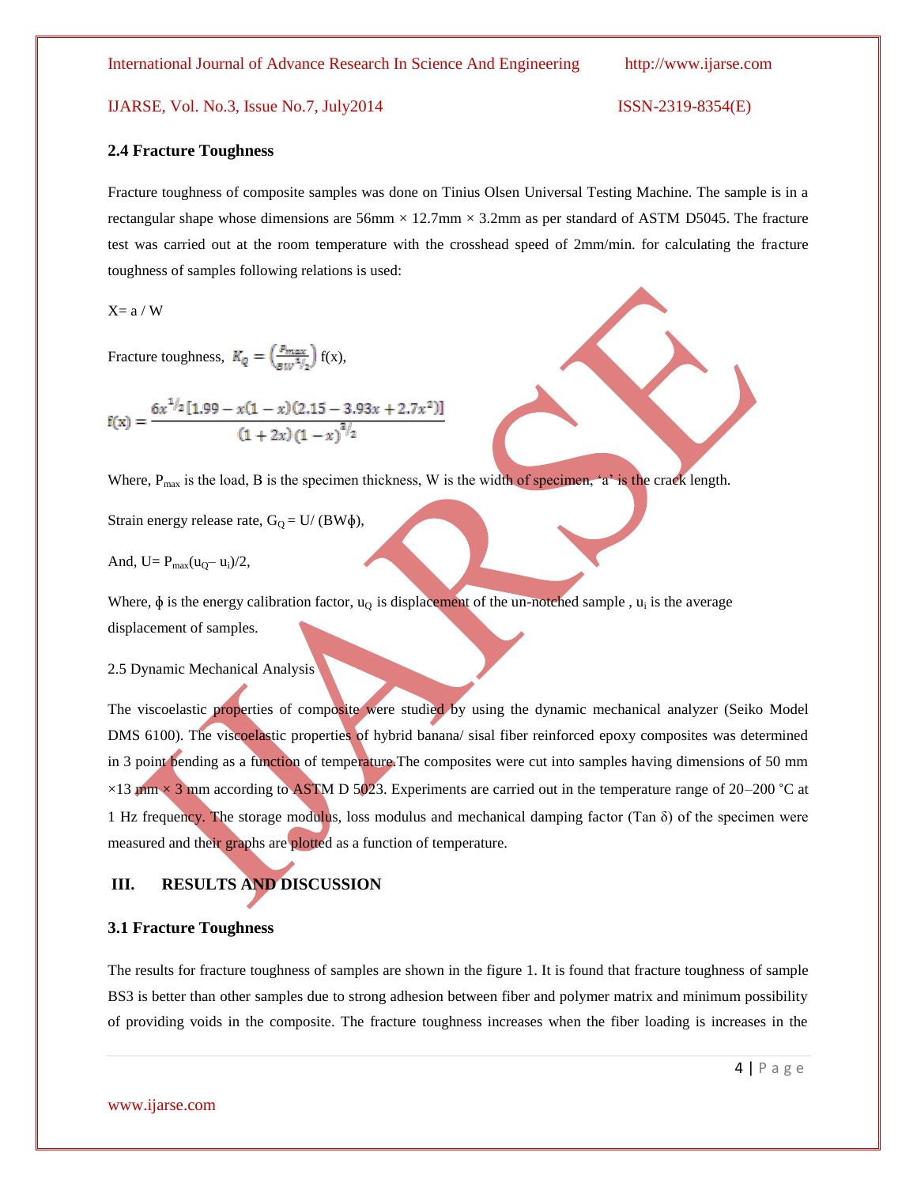### 2.4 Fracture Toughness

Fracture toughness of composite samples was done on Tinius Olsen Universal Testing Machine. The sample is in a rectangular shape whose dimensions are 56mm × 12.7mm × 3.2mm as per standard of ASTM D5045. The fracture test was carried out at the room temperature with the crosshead speed of 2mm/min. for calculating the fracture toughness of samples following relations is used:

X= a / W

Fracture toughness, $K_Q = \left(\frac{P_{max}}{BW^{1/2}}\right)$ f(x),

$$f(x) = \frac{6x^{1/2}[1.99 - x(1-x)(2.15 - 3.93x + 2.7x^2)]}{(1+2x)(1-x)^{3/2}}$$

Where, $P_{max}$ is the load, B is the specimen thickness, W is the width of specimen, 'a' is the crack length.

Strain energy release rate, $G_Q = U/(BW\phi)$,

And, $U = P_{max}(u_Q - u_i)/2$,

Where, $\phi$ is the energy calibration factor, $u_Q$ is displacement of the un-notched sample , $u_i$ is the average displacement of samples.

2.5 Dynamic Mechanical Analysis

The viscoelastic properties of composite were studied by using the dynamic mechanical analyzer (Seiko Model DMS 6100). The viscoelastic properties of hybrid banana/ sisal fiber reinforced epoxy composites was determined in 3 point bending as a function of temperature.The composites were cut into samples having dimensions of 50 mm ×13 mm × 3 mm according to ASTM D 5023. Experiments are carried out in the temperature range of 20–200 °C at 1 Hz frequency. The storage modulus, loss modulus and mechanical damping factor (Tan δ) of the specimen were measured and their graphs are plotted as a function of temperature.

## III. RESULTS AND DISCUSSION

### 3.1 Fracture Toughness

The results for fracture toughness of samples are shown in the figure 1. It is found that fracture toughness of sample BS3 is better than other samples due to strong adhesion between fiber and polymer matrix and minimum possibility of providing voids in the composite. The fracture toughness increases when the fiber loading is increases in the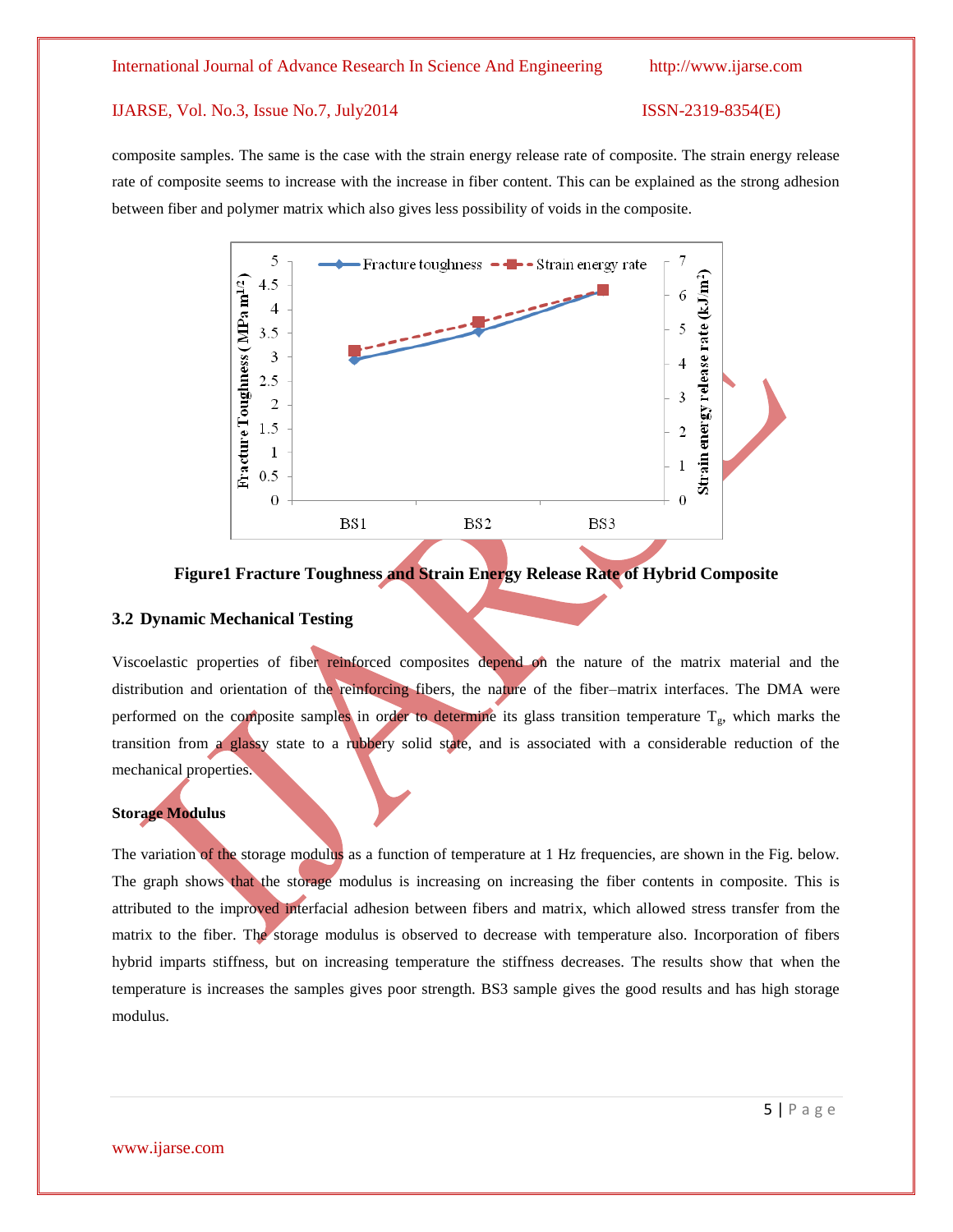composite samples. The same is the case with the strain energy release rate of composite. The strain energy release rate of composite seems to increase with the increase in fiber content. This can be explained as the strong adhesion between fiber and polymer matrix which also gives less possibility of voids in the composite.

**Figure1 Fracture Toughness and Strain Energy Release Rate of Hybrid Composite**

## 3.2 Dynamic Mechanical Testing

Viscoelastic properties of fiber reinforced composites depend on the nature of the matrix material and the distribution and orientation of the reinforcing fibers, the nature of the fiber–matrix interfaces. The DMA were performed on the composite samples in order to determine its glass transition temperature $T_g$, which marks the transition from a glassy state to a rubbery solid state, and is associated with a considerable reduction of the mechanical properties.

**Storage Modulus**

The variation of the storage modulus as a function of temperature at 1 Hz frequencies, are shown in the Fig. below. The graph shows that the storage modulus is increasing on increasing the fiber contents in composite. This is attributed to the improved interfacial adhesion between fibers and matrix, which allowed stress transfer from the matrix to the fiber. The storage modulus is observed to decrease with temperature also. Incorporation of fibers hybrid imparts stiffness, but on increasing temperature the stiffness decreases. The results show that when the temperature is increases the samples gives poor strength. BS3 sample gives the good results and has high storage modulus.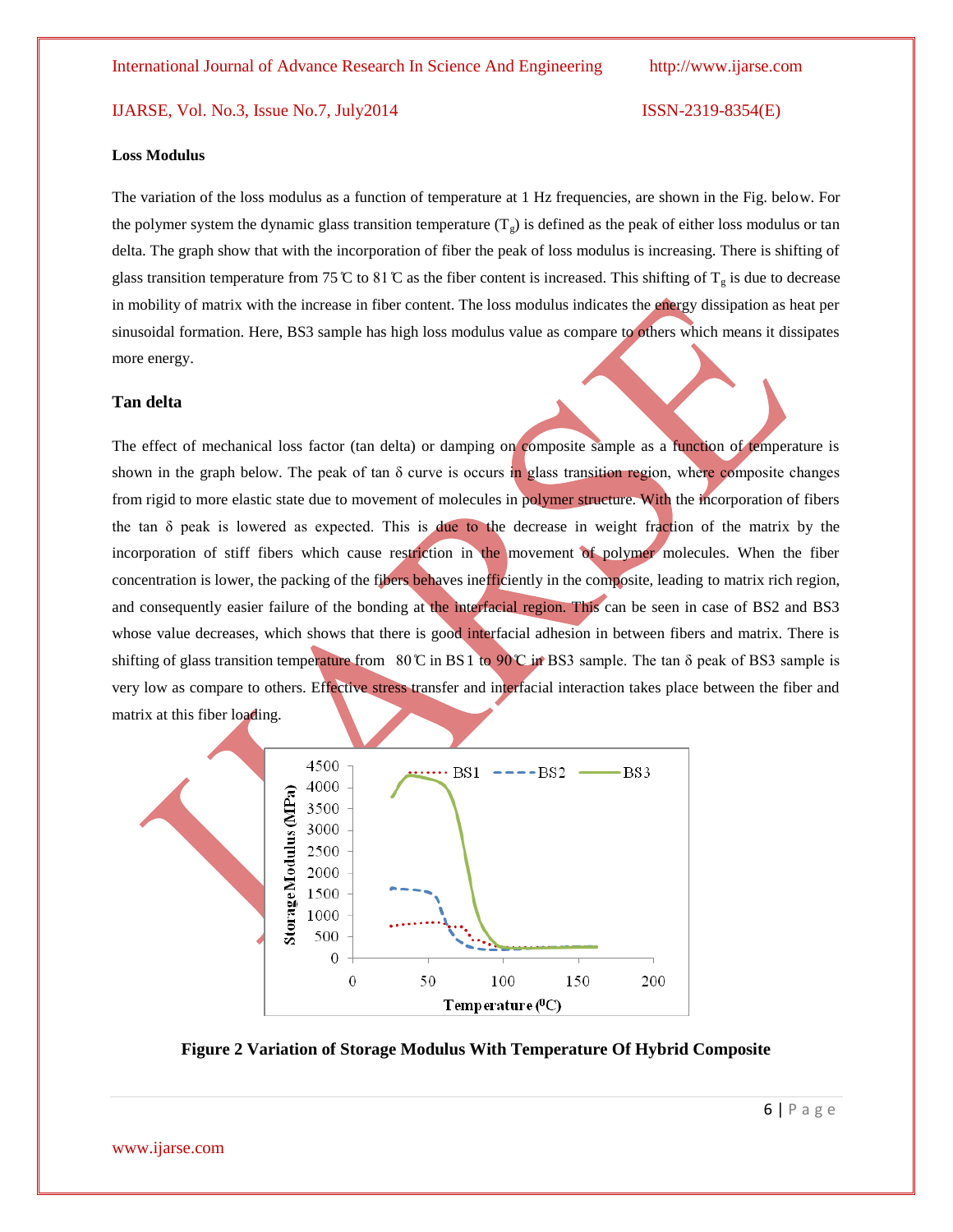**Loss Modulus**

The variation of the loss modulus as a function of temperature at 1 Hz frequencies, are shown in the Fig. below. For the polymer system the dynamic glass transition temperature ($T_g$) is defined as the peak of either loss modulus or tan delta. The graph show that with the incorporation of fiber the peak of loss modulus is increasing. There is shifting of glass transition temperature from 75℃ to 81℃ as the fiber content is increased. This shifting of $T_g$ is due to decrease in mobility of matrix with the increase in fiber content. The loss modulus indicates the energy dissipation as heat per sinusoidal formation. Here, BS3 sample has high loss modulus value as compare to others which means it dissipates more energy.

## Tan delta

The effect of mechanical loss factor (tan delta) or damping on composite sample as a function of temperature is shown in the graph below. The peak of tan δ curve is occurs in glass transition region, where composite changes from rigid to more elastic state due to movement of molecules in polymer structure. With the incorporation of fibers the tan δ peak is lowered as expected. This is due to the decrease in weight fraction of the matrix by the incorporation of stiff fibers which cause restriction in the movement of polymer molecules. When the fiber concentration is lower, the packing of the fibers behaves inefficiently in the composite, leading to matrix rich region, and consequently easier failure of the bonding at the interfacial region. This can be seen in case of BS2 and BS3 whose value decreases, which shows that there is good interfacial adhesion in between fibers and matrix. There is shifting of glass transition temperature from 80℃ in BS1 to 90℃ in BS3 sample. The tan δ peak of BS3 sample is very low as compare to others. Effective stress transfer and interfacial interaction takes place between the fiber and matrix at this fiber loading.

**Figure 2 Variation of Storage Modulus With Temperature Of Hybrid Composite**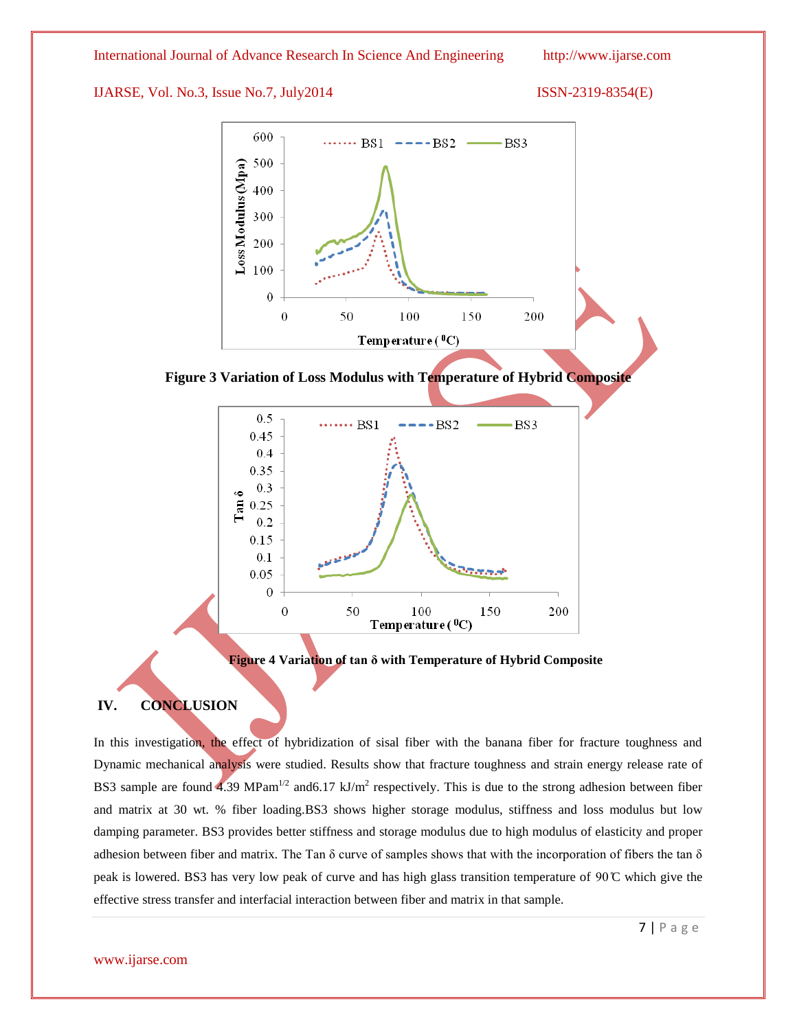**Figure 3 Variation of Loss Modulus with Temperature of Hybrid Composite**

**Figure 4 Variation of tan δ with Temperature of Hybrid Composite**

## IV. CONCLUSION

In this investigation, the effect of hybridization of sisal fiber with the banana fiber for fracture toughness and Dynamic mechanical analysis were studied. Results show that fracture toughness and strain energy release rate of BS3 sample are found 4.39 MPam$^{1/2}$ and6.17 kJ/m$^2$ respectively. This is due to the strong adhesion between fiber and matrix at 30 wt. % fiber loading.BS3 shows higher storage modulus, stiffness and loss modulus but low damping parameter. BS3 provides better stiffness and storage modulus due to high modulus of elasticity and proper adhesion between fiber and matrix. The Tan δ curve of samples shows that with the incorporation of fibers the tan δ peak is lowered. BS3 has very low peak of curve and has high glass transition temperature of 90℃ which give the effective stress transfer and interfacial interaction between fiber and matrix in that sample.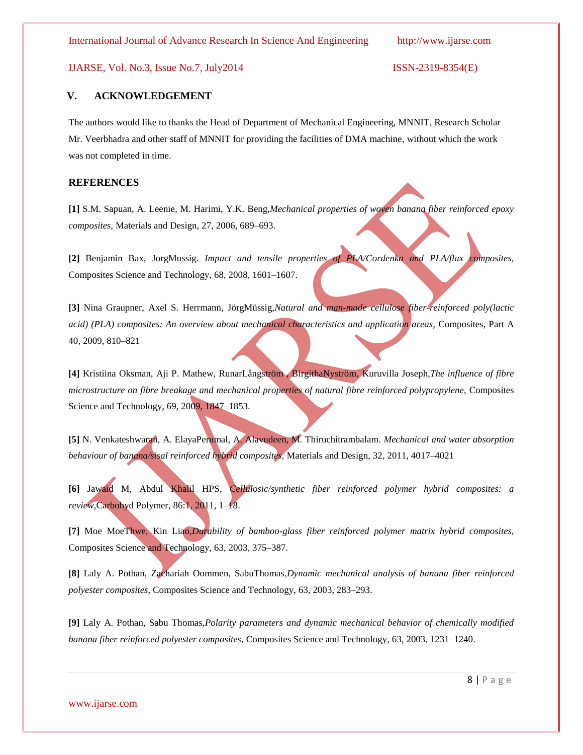## V. ACKNOWLEDGEMENT

The authors would like to thanks the Head of Department of Mechanical Engineering, MNNIT, Research Scholar Mr. Veerbhadra and other staff of MNNIT for providing the facilities of DMA machine, without which the work was not completed in time.

## REFERENCES

**[1]** S.M. Sapuan, A. Leenie, M. Harimi, Y.K. Beng,*Mechanical properties of woven banana fiber reinforced epoxy composites*, Materials and Design, 27, 2006, 689–693.

**[2]** Benjamin Bax, JorgMussig. *Impact and tensile properties of PLA/Cordenka and PLA/flax composites,* Composites Science and Technology, 68, 2008, 1601–1607.

**[3]** Nina Graupner, Axel S. Herrmann, JörgMüssig,*Natural and man-made cellulose fiber-reinforced poly(lactic acid) (PLA) composites: An overview about mechanical characteristics and application areas,* Composites, Part A 40, 2009, 810–821

**[4]** Kristiina Oksman, Aji P. Mathew, RunarLångström , BirgithaNyström, Kuruvilla Joseph,*The influence of fibre microstructure on fibre breakage and mechanical properties of natural fibre reinforced polypropylene,* Composites Science and Technology, 69, 2009, 1847–1853.

**[5]** N. Venkateshwaran, A. ElayaPerumal, A. Alavudeen, M. Thiruchitrambalam. *Mechanical and water absorption behaviour of banana/sisal reinforced hybrid composites,* Materials and Design, 32, 2011, 4017–4021

**[6]** Jawaid M, Abdul Khalil HPS, *Cellulosic/synthetic fiber reinforced polymer hybrid composites: a review,*Carbohyd Polymer, 86:1, 2011, 1–18.

**[7]** Moe MoeThwe, Kin Liao,*Durability of bamboo-glass fiber reinforced polymer matrix hybrid composites,* Composites Science and Technology, 63, 2003, 375–387.

**[8]** Laly A. Pothan, Zachariah Oommen, SabuThomas,*Dynamic mechanical analysis of banana fiber reinforced polyester composites,* Composites Science and Technology, 63, 2003, 283–293.

**[9]** Laly A. Pothan, Sabu Thomas,*Polarity parameters and dynamic mechanical behavior of chemically modified banana fiber reinforced polyester composites*, Composites Science and Technology, 63, 2003, 1231–1240.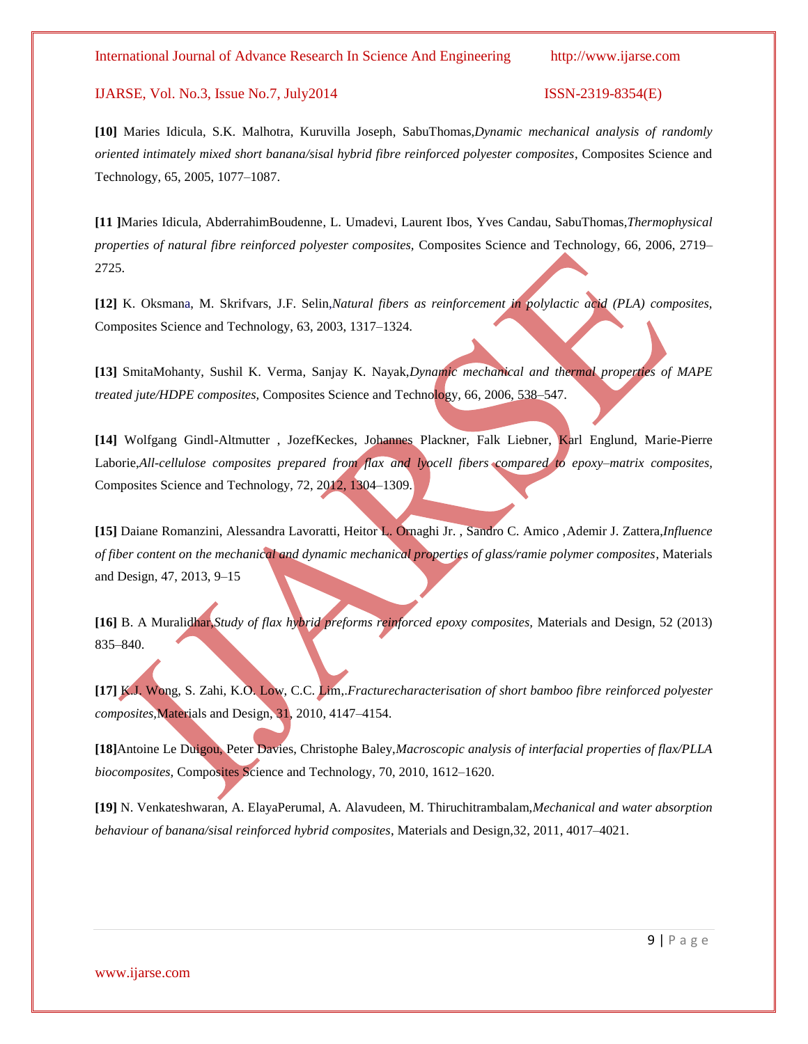**[10]** Maries Idicula, S.K. Malhotra, Kuruvilla Joseph, SabuThomas,*Dynamic mechanical analysis of randomly oriented intimately mixed short banana/sisal hybrid fibre reinforced polyester composites*, Composites Science and Technology, 65, 2005, 1077–1087.

**[11 ]**Maries Idicula, AbderrahimBoudenne, L. Umadevi, Laurent Ibos, Yves Candau, SabuThomas,*Thermophysical properties of natural fibre reinforced polyester composites,* Composites Science and Technology, 66, 2006, 2719–2725.

**[12]** K. Oksmana, M. Skrifvars, J.F. Selin,*Natural fibers as reinforcement in polylactic acid (PLA) composites,* Composites Science and Technology, 63, 2003, 1317–1324.

**[13]** SmitaMohanty, Sushil K. Verma, Sanjay K. Nayak,*Dynamic mechanical and thermal properties of MAPE treated jute/HDPE composites,* Composites Science and Technology, 66, 2006, 538–547.

**[14]** Wolfgang Gindl-Altmutter , JozefKeckes, Johannes Plackner, Falk Liebner, Karl Englund, Marie-Pierre Laborie,*All-cellulose composites prepared from flax and lyocell fibers compared to epoxy–matrix composites,* Composites Science and Technology, 72, 2012, 1304–1309.

**[15]** Daiane Romanzini, Alessandra Lavoratti, Heitor L. Ornaghi Jr. , Sandro C. Amico ,Ademir J. Zattera,*Influence of fiber content on the mechanical and dynamic mechanical properties of glass/ramie polymer composites*, Materials and Design, 47, 2013, 9–15

**[16]** B. A Muralidhar,*Study of flax hybrid preforms reinforced epoxy composites,* Materials and Design, 52 (2013) 835–840.

**[17]** K.J. Wong, S. Zahi, K.O. Low, C.C. Lim,.*Fracturecharacterisation of short bamboo fibre reinforced polyester composites,*Materials and Design, 31, 2010, 4147–4154.

**[18]**Antoine Le Duigou, Peter Davies, Christophe Baley,*Macroscopic analysis of interfacial properties of flax/PLLA biocomposites,* Composites Science and Technology, 70, 2010, 1612–1620.

**[19]** N. Venkateshwaran, A. ElayaPerumal, A. Alavudeen, M. Thiruchitrambalam,*Mechanical and water absorption behaviour of banana/sisal reinforced hybrid composites*, Materials and Design,32, 2011, 4017–4021.